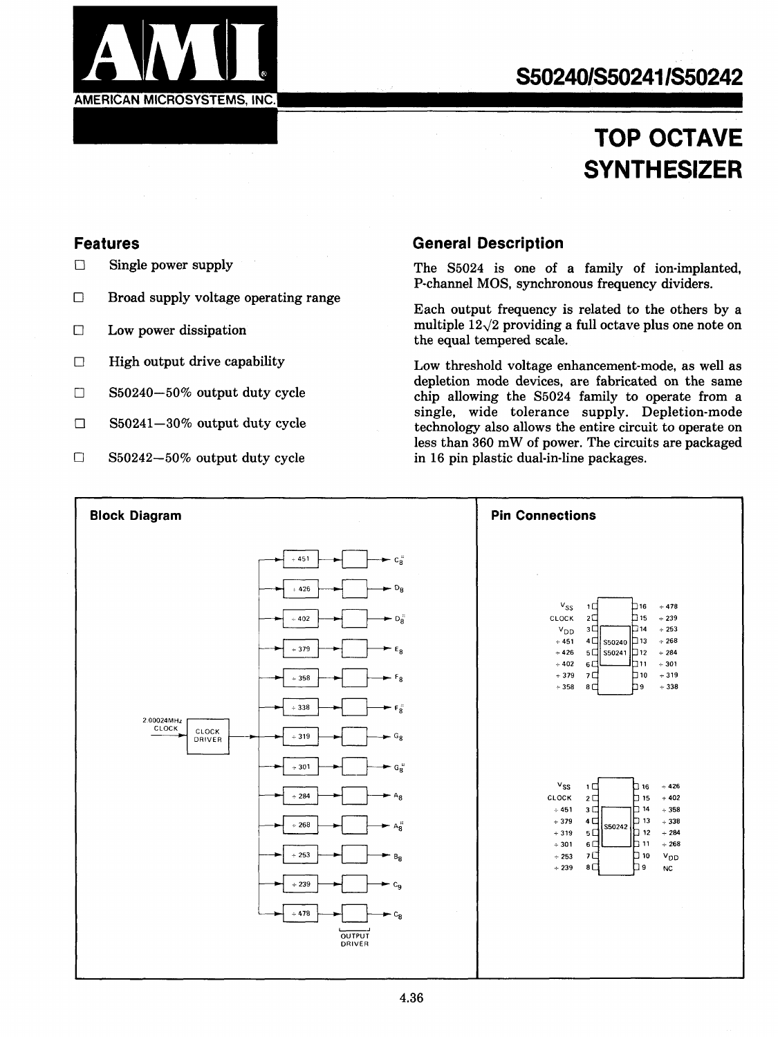AMERICAN MICROSYSTEMS, INC.

# S50240/S50241/S50242

# TOP OCTAVE SYNTHESIZER

## Features

- Single power supply
- Broad supply voltage operating range
- Low power dissipation
- High output drive capability
- S50240—50% output duty cycle
- S50241—30% output duty cycle
- S50242—50% output duty cycle

## General Description

The S5024 is one of a family of ion-implanted, P-channel MOS, synchronous frequency dividers.

Each output frequency is related to the others by a multiple $12\sqrt{2}$ providing a full octave plus one note on the equal tempered scale.

Low threshold voltage enhancement-mode, as well as depletion mode devices, are fabricated on the same chip allowing the S5024 family to operate from a single, wide tolerance supply. Depletion-mode technology also allows the entire circuit to operate on less than 360 mW of power. The circuits are packaged in 16 pin plastic dual-in-line packages.

## Block Diagram

2.00024MHz CLOCK → CLOCK DRIVER → dividers → OUTPUT DRIVER

| Divider | Output |
|---|---|
| ÷451 | $C_8^{\#}$ |
| ÷426 | $D_8$ |
| ÷402 | $D_8^{\#}$ |
| ÷379 | $E_8$ |
| ÷358 | $F_8$ |
| ÷338 | $F_8^{\#}$ |
| ÷319 | $G_8$ |
| ÷301 | $G_8^{\#}$ |
| ÷284 | $A_8$ |
| ÷268 | $A_8^{\#}$ |
| ÷253 | $B_8$ |
| ÷239 | $C_9$ |
| ÷478 | $C_8$ |

## Pin Connections

**S50240/S50241**

| Pin | Function | Pin | Function |
|---|---|---|---|
| 1 | $V_{SS}$ | 16 | ÷478 |
| 2 | CLOCK | 15 | ÷239 |
| 3 | $V_{DD}$ | 14 | ÷253 |
| 4 | ÷451 | 13 | ÷268 |
| 5 | ÷426 | 12 | ÷284 |
| 6 | ÷402 | 11 | ÷301 |
| 7 | ÷379 | 10 | ÷319 |
| 8 | ÷358 | 9 | ÷338 |

**S50242**

| Pin | Function | Pin | Function |
|---|---|---|---|
| 1 | $V_{SS}$ | 16 | ÷426 |
| 2 | CLOCK | 15 | ÷402 |
| 3 | ÷451 | 14 | ÷358 |
| 4 | ÷379 | 13 | ÷338 |
| 5 | ÷319 | 12 | ÷284 |
| 6 | ÷301 | 11 | ÷268 |
| 7 | ÷253 | 10 | $V_{DD}$ |
| 8 | ÷239 | 9 | NC |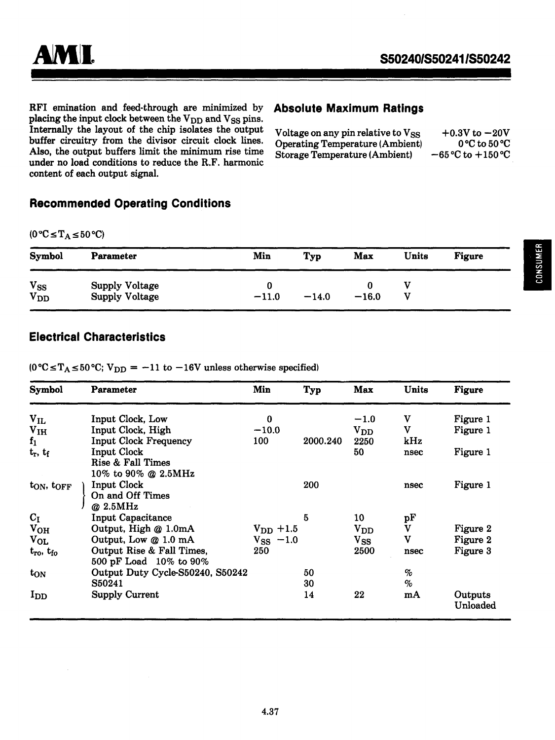RFI emination and feed-through are minimized by placing the input clock between the $V_{DD}$ and $V_{SS}$ pins. Internally the layout of the chip isolates the output buffer circuitry from the divisor circuit clock lines. Also, the output buffers limit the minimum rise time under no load conditions to reduce the R.F. harmonic content of each output signal.

## Absolute Maximum Ratings

| | |
|---|---|
| Voltage on any pin relative to $V_{SS}$ | +0.3V to −20V |
| Operating Temperature (Ambient) | 0 °C to 50 °C |
| Storage Temperature (Ambient) | −65 °C to +150 °C |

## Recommended Operating Conditions

($0\,°C \leq T_A \leq 50\,°C$)

| Symbol | Parameter | Min | Typ | Max | Units | Figure |
|---|---|---|---|---|---|---|
| $V_{SS}$ | Supply Voltage | 0 | | 0 | V | |
| $V_{DD}$ | Supply Voltage | −11.0 | −14.0 | −16.0 | V | |

## Electrical Characteristics

($0\,°C \leq T_A \leq 50\,°C$; $V_{DD}$ = −11 to −16V unless otherwise specified)

| Symbol | Parameter | Min | Typ | Max | Units | Figure |
|---|---|---|---|---|---|---|
| $V_{IL}$ | Input Clock, Low | 0 | | −1.0 | V | Figure 1 |
| $V_{IH}$ | Input Clock, High | −10.0 | | $V_{DD}$ | V | Figure 1 |
| $f_1$ | Input Clock Frequency | 100 | 2000.240 | 2250 | kHz | |
| $t_r$, $t_f$ | Input Clock Rise & Fall Times 10% to 90% @ 2.5MHz | | | 50 | nsec | Figure 1 |
| $t_{ON}$, $t_{OFF}$ | Input Clock On and Off Times @ 2.5MHz | | 200 | | nsec | Figure 1 |
| $C_I$ | Input Capacitance | | 5 | 10 | pF | |
| $V_{OH}$ | Output, High @ 1.0mA | $V_{DD}$ +1.5 | | $V_{DD}$ | V | Figure 2 |
| $V_{OL}$ | Output, Low @ 1.0 mA | $V_{SS}$ −1.0 | | $V_{SS}$ | V | Figure 2 |
| $t_{ro}$, $t_{fo}$ | Output Rise & Fall Times, 500 pF Load 10% to 90% | 250 | | 2500 | nsec | Figure 3 |
| $t_{ON}$ | Output Duty Cycle-S50240, S50242 | | 50 | | % | |
| | S50241 | | 30 | | % | |
| $I_{DD}$ | Supply Current | | 14 | 22 | mA | Outputs Unloaded |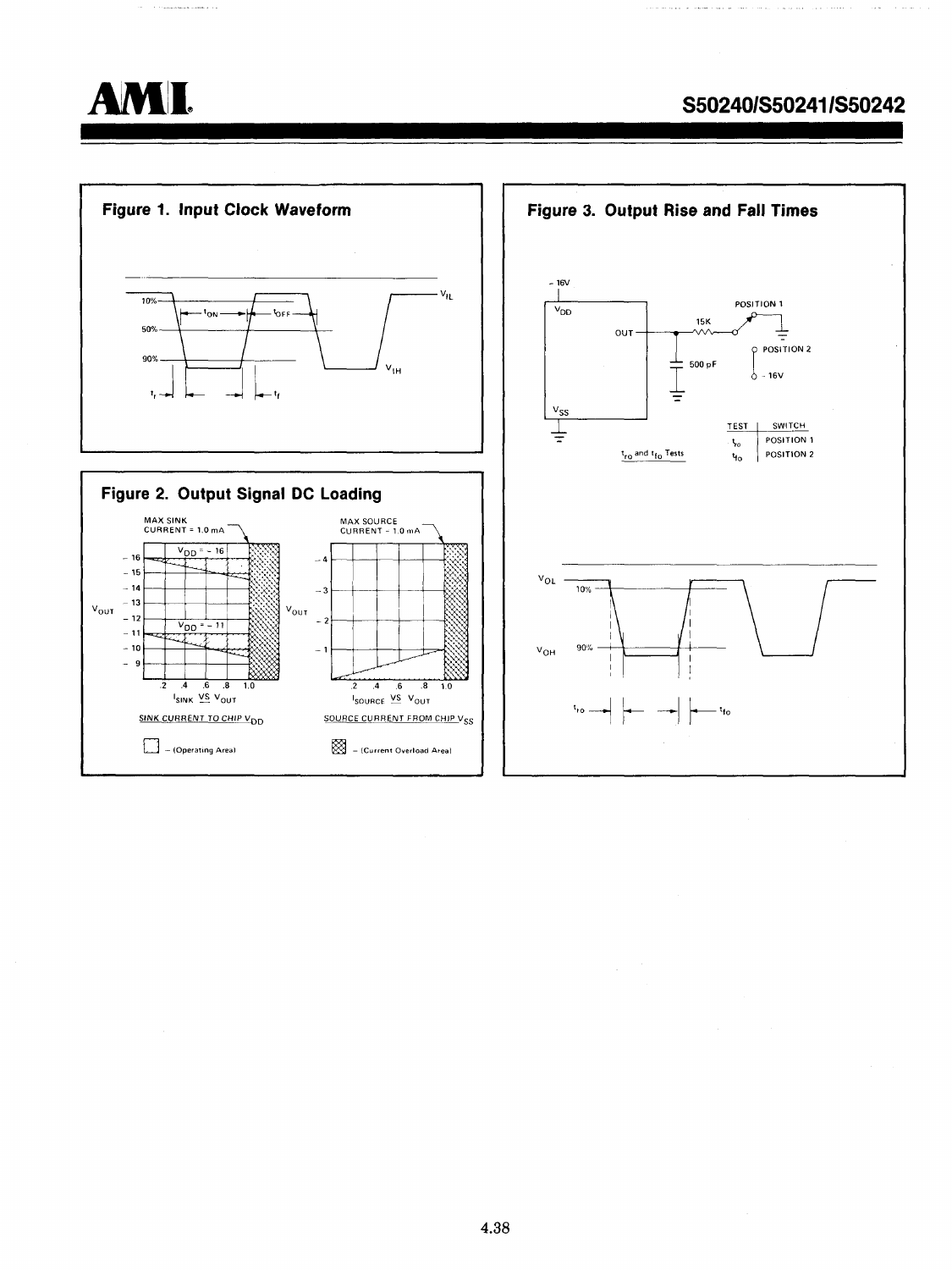## Figure 1. Input Clock Waveform

$V_{IL}$
10%
50%
90%
$t_{ON}$
$t_{OFF}$
$V_{IH}$
$t_r$
$t_f$

## Figure 2. Output Signal DC Loading

MAX SINK CURRENT = 1.0 mA

$V_{DD}$ = − 16

$V_{DD}$ = − 11

$V_{OUT}$

− 16
− 15
− 14
− 13
− 12
− 11
− 10
− 9

.2 .4 .6 .8 1.0

$I_{SINK}$ VS $V_{OUT}$

SINK CURRENT TO CHIP $V_{DD}$

MAX SOURCE CURRENT − 1.0 mA

$V_{OUT}$

− 4
− 3
− 2
− 1

.2 .4 .6 .8 1.0

$I_{SOURCE}$ VS $V_{OUT}$

SOURCE CURRENT FROM CHIP $V_{SS}$

– (Operating Area)

– (Current Overload Area)

## Figure 3. Output Rise and Fall Times

− 16V
$V_{DD}$
OUT
15K
500 pF
$V_{SS}$
POSITION 1
POSITION 2
− 16V

$t_{ro}$ and $t_{fo}$ Tests

| TEST | SWITCH |
|---|---|
| $t_{ro}$ | POSITION 1 |
| $t_{fo}$ | POSITION 2 |

$V_{OL}$
10%
$V_{OH}$
90%
$t_{ro}$
$t_{fo}$